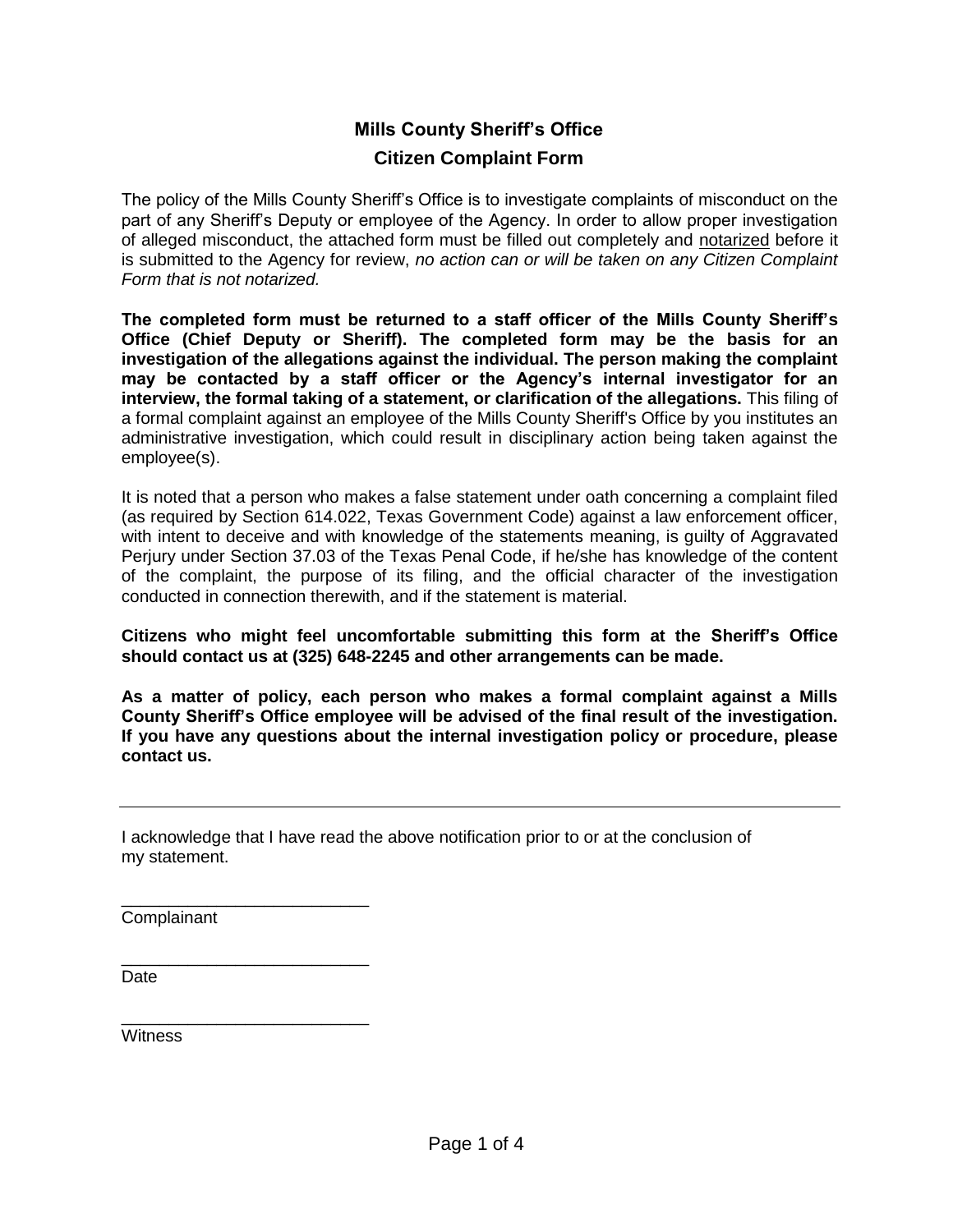# Mills County Sheriff's Office

## Citizen Complaint Form

The policy of the Mills County Sheriff's Office is to investigate complaints of misconduct on the part of any Sheriff's Deputy or employee of the Agency. In order to allow proper investigation of alleged misconduct, the attached form must be filled out completely and notarized before it is submitted to the Agency for review, *no action can or will be taken on any Citizen Complaint Form that is not notarized.*

**The completed form must be returned to a staff officer of the Mills County Sheriff's Office (Chief Deputy or Sheriff). The completed form may be the basis for an investigation of the allegations against the individual. The person making the complaint may be contacted by a staff officer or the Agency's internal investigator for an interview, the formal taking of a statement, or clarification of the allegations.** This filing of a formal complaint against an employee of the Mills County Sheriff's Office by you institutes an administrative investigation, which could result in disciplinary action being taken against the employee(s).

It is noted that a person who makes a false statement under oath concerning a complaint filed (as required by Section 614.022, Texas Government Code) against a law enforcement officer, with intent to deceive and with knowledge of the statements meaning, is guilty of Aggravated Perjury under Section 37.03 of the Texas Penal Code, if he/she has knowledge of the content of the complaint, the purpose of its filing, and the official character of the investigation conducted in connection therewith, and if the statement is material.

**Citizens who might feel uncomfortable submitting this form at the Sheriff's Office should contact us at (325) 648-2245 and other arrangements can be made.**

**As a matter of policy, each person who makes a formal complaint against a Mills County Sheriff's Office employee will be advised of the final result of the investigation. If you have any questions about the internal investigation policy or procedure, please contact us.**

---

I acknowledge that I have read the above notification prior to or at the conclusion of my statement.

___________________________
Complainant

___________________________
Date

___________________________
Witness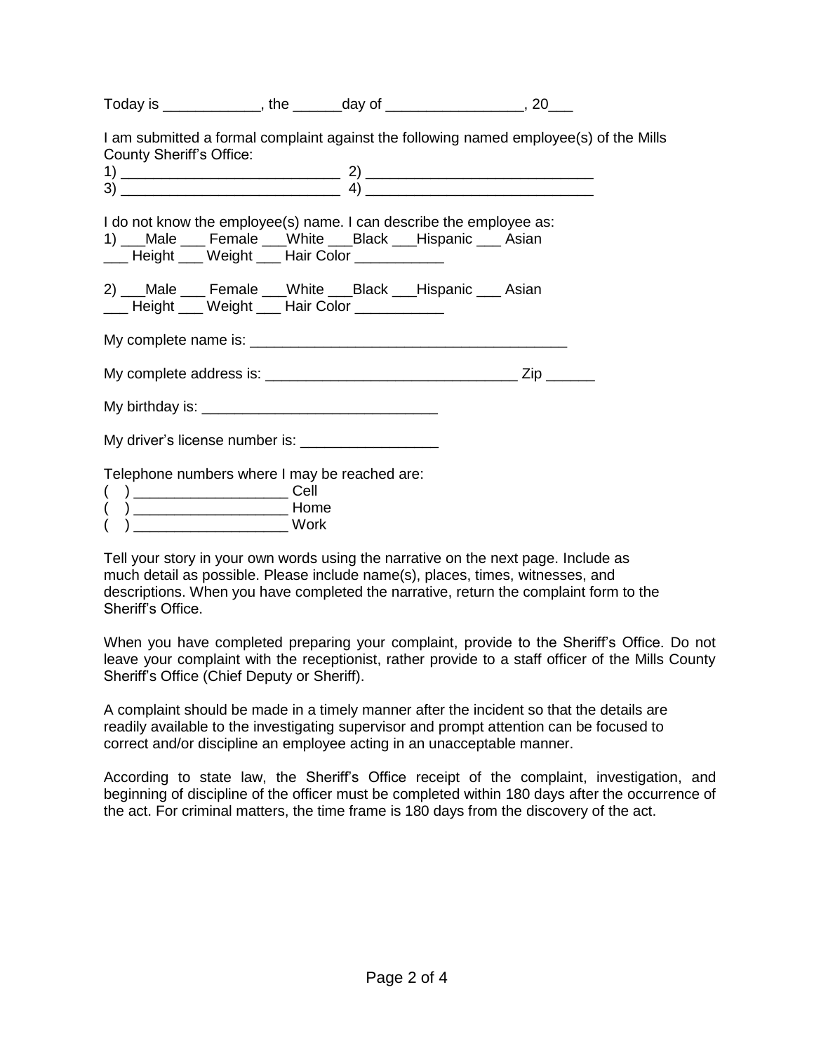Today is ____________, the ______day of _________________, 20___

I am submitted a formal complaint against the following named employee(s) of the Mills County Sheriff's Office:

1) ___________________________ 2) ____________________________

3) ___________________________ 4) ____________________________

I do not know the employee(s) name. I can describe the employee as:

1) ___Male ___ Female ___White ___Black ___Hispanic ___ Asian
___ Height ___ Weight ___ Hair Color ___________

2) ___Male ___ Female ___White ___Black ___Hispanic ___ Asian
___ Height ___ Weight ___ Hair Color ___________

My complete name is: ________________________________________

My complete address is: _______________________________ Zip ______

My birthday is: _____________________________

My driver's license number is: _________________

Telephone numbers where I may be reached are:

( ) ___________________ Cell

( ) ___________________ Home

( ) ___________________ Work

Tell your story in your own words using the narrative on the next page. Include as much detail as possible. Please include name(s), places, times, witnesses, and descriptions. When you have completed the narrative, return the complaint form to the Sheriff's Office.

When you have completed preparing your complaint, provide to the Sheriff's Office. Do not leave your complaint with the receptionist, rather provide to a staff officer of the Mills County Sheriff's Office (Chief Deputy or Sheriff).

A complaint should be made in a timely manner after the incident so that the details are readily available to the investigating supervisor and prompt attention can be focused to correct and/or discipline an employee acting in an unacceptable manner.

According to state law, the Sheriff's Office receipt of the complaint, investigation, and beginning of discipline of the officer must be completed within 180 days after the occurrence of the act. For criminal matters, the time frame is 180 days from the discovery of the act.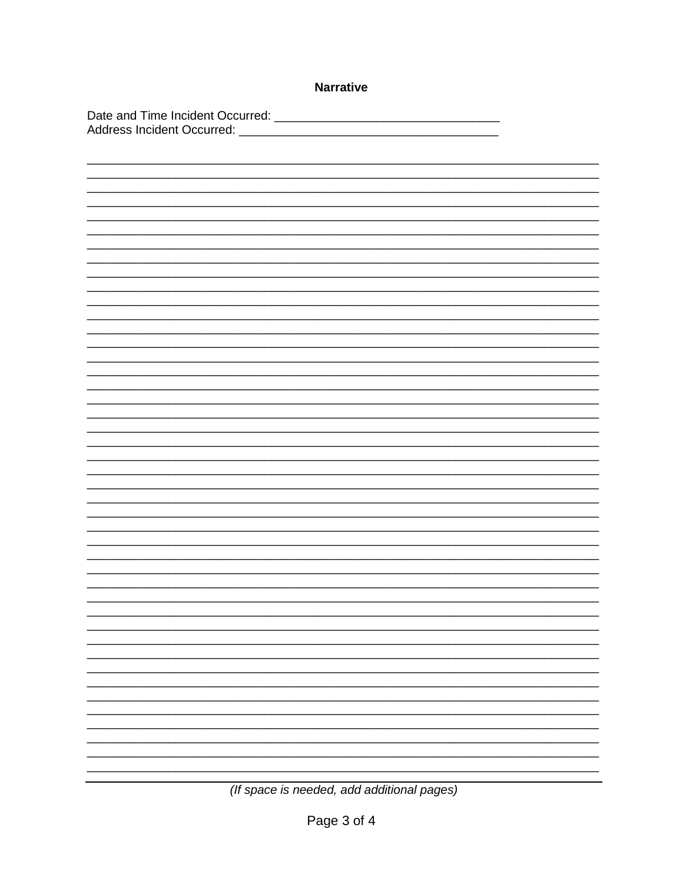## Narrative

Date and Time Incident Occurred: ________________________________

Address Incident Occurred: ____________________________________

___________________________________________________________________________
___________________________________________________________________________
___________________________________________________________________________
___________________________________________________________________________
___________________________________________________________________________
___________________________________________________________________________
___________________________________________________________________________
___________________________________________________________________________
___________________________________________________________________________
___________________________________________________________________________
___________________________________________________________________________
___________________________________________________________________________
___________________________________________________________________________
___________________________________________________________________________
___________________________________________________________________________
___________________________________________________________________________
___________________________________________________________________________
___________________________________________________________________________
___________________________________________________________________________
___________________________________________________________________________
___________________________________________________________________________
___________________________________________________________________________
___________________________________________________________________________
___________________________________________________________________________
___________________________________________________________________________
___________________________________________________________________________
___________________________________________________________________________
___________________________________________________________________________
___________________________________________________________________________
___________________________________________________________________________
___________________________________________________________________________
___________________________________________________________________________
___________________________________________________________________________
___________________________________________________________________________
___________________________________________________________________________
___________________________________________________________________________
___________________________________________________________________________
___________________________________________________________________________
___________________________________________________________________________
___________________________________________________________________________
___________________________________________________________________________
___________________________________________________________________________

*(If space is needed, add additional pages)*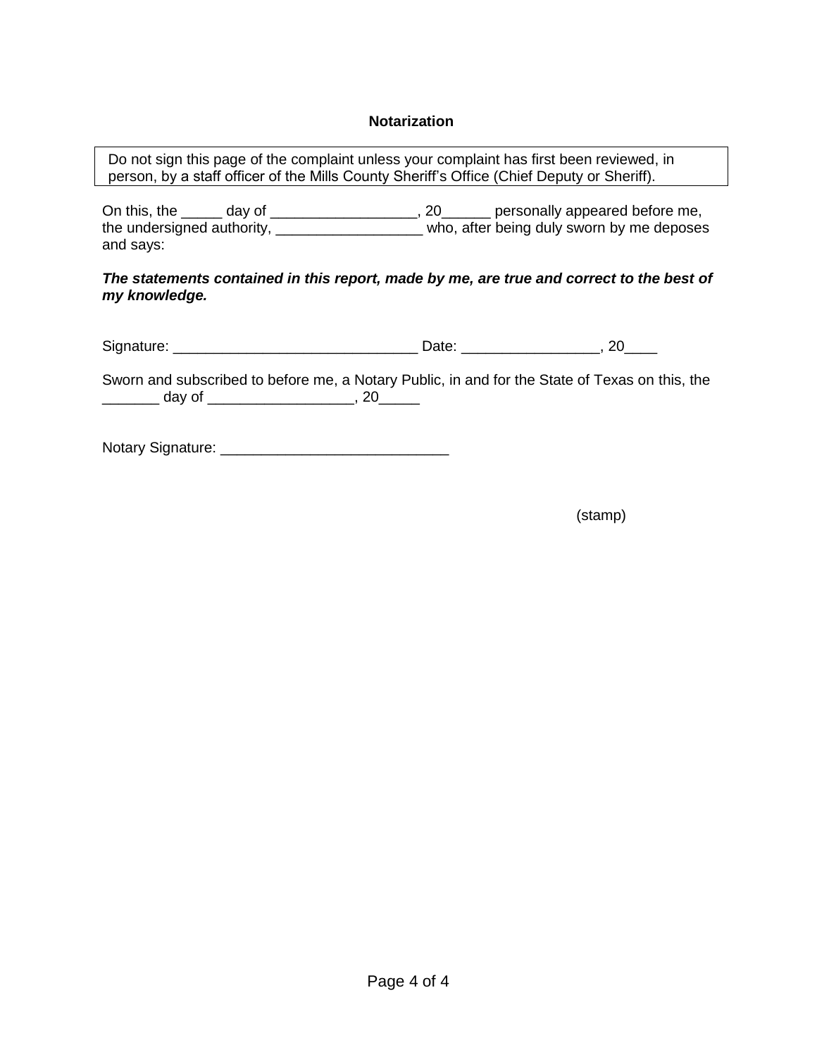**Notarization**

Do not sign this page of the complaint unless your complaint has first been reviewed, in person, by a staff officer of the Mills County Sheriff's Office (Chief Deputy or Sheriff).

On this, the _____ day of __________________, 20______ personally appeared before me, the undersigned authority, __________________ who, after being duly sworn by me deposes and says:

***The statements contained in this report, made by me, are true and correct to the best of my knowledge.***

Signature: ______________________________ Date: _________________, 20____

Sworn and subscribed to before me, a Notary Public, in and for the State of Texas on this, the _______ day of __________________, 20_____

Notary Signature: ____________________________

(stamp)